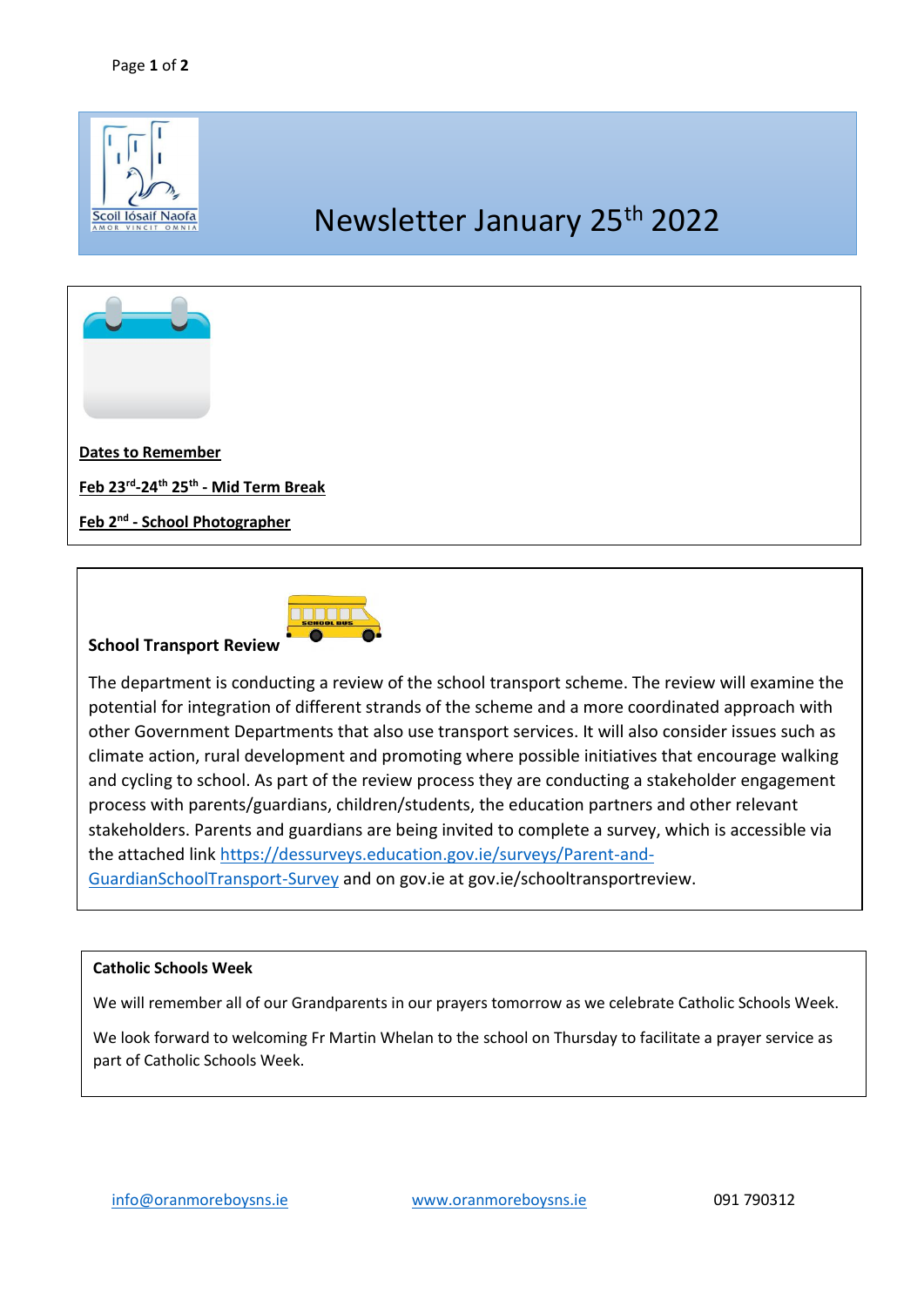Scoil Iósaif Naofa

AMOR VINCIT OMNIA

# Newsletter January 25th 2022

**Dates to Remember**

**Feb 23rd-24th 25th - Mid Term Break**

**Feb 2nd - School Photographer**

**School Transport Review**

The department is conducting a review of the school transport scheme. The review will examine the potential for integration of different strands of the scheme and a more coordinated approach with other Government Departments that also use transport services. It will also consider issues such as climate action, rural development and promoting where possible initiatives that encourage walking and cycling to school. As part of the review process they are conducting a stakeholder engagement process with parents/guardians, children/students, the education partners and other relevant stakeholders. Parents and guardians are being invited to complete a survey, which is accessible via the attached link https://dessurveys.education.gov.ie/surveys/Parent-and-GuardianSchoolTransport-Survey and on gov.ie at gov.ie/schooltransportreview.

**Catholic Schools Week**

We will remember all of our Grandparents in our prayers tomorrow as we celebrate Catholic Schools Week.

We look forward to welcoming Fr Martin Whelan to the school on Thursday to facilitate a prayer service as part of Catholic Schools Week.

info@oranmoreboysns.ie www.oranmoreboysns.ie 091 790312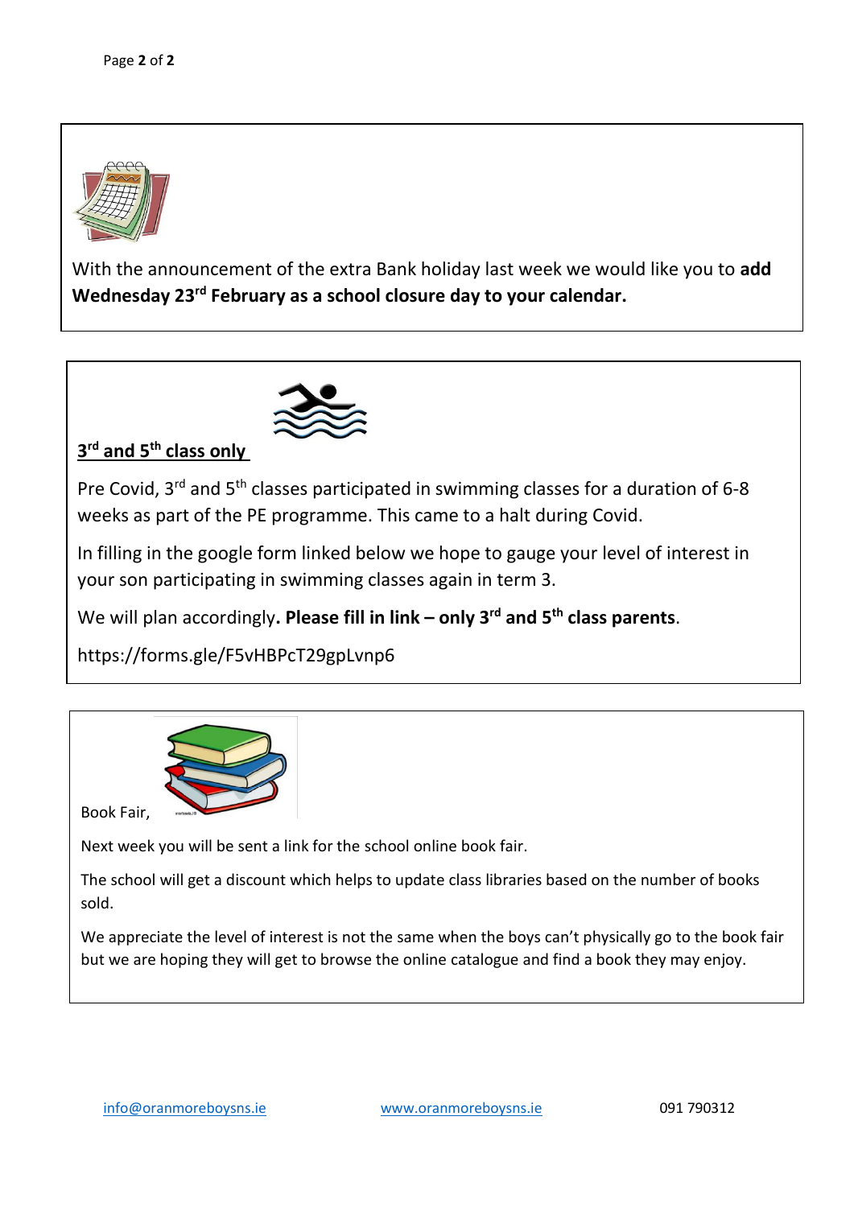With the announcement of the extra Bank holiday last week we would like you to **add Wednesday 23rd February as a school closure day to your calendar.**

**3rd and 5th class only**

Pre Covid, 3rd and 5th classes participated in swimming classes for a duration of 6-8 weeks as part of the PE programme. This came to a halt during Covid.

In filling in the google form linked below we hope to gauge your level of interest in your son participating in swimming classes again in term 3.

We will plan accordingly**. Please fill in link – only 3rd and 5th class parents**.

https://forms.gle/F5vHBPcT29gpLvnp6

Book Fair,

Next week you will be sent a link for the school online book fair.

The school will get a discount which helps to update class libraries based on the number of books sold.

We appreciate the level of interest is not the same when the boys can't physically go to the book fair but we are hoping they will get to browse the online catalogue and find a book they may enjoy.

info@oranmoreboysns.ie www.oranmoreboysns.ie 091 790312